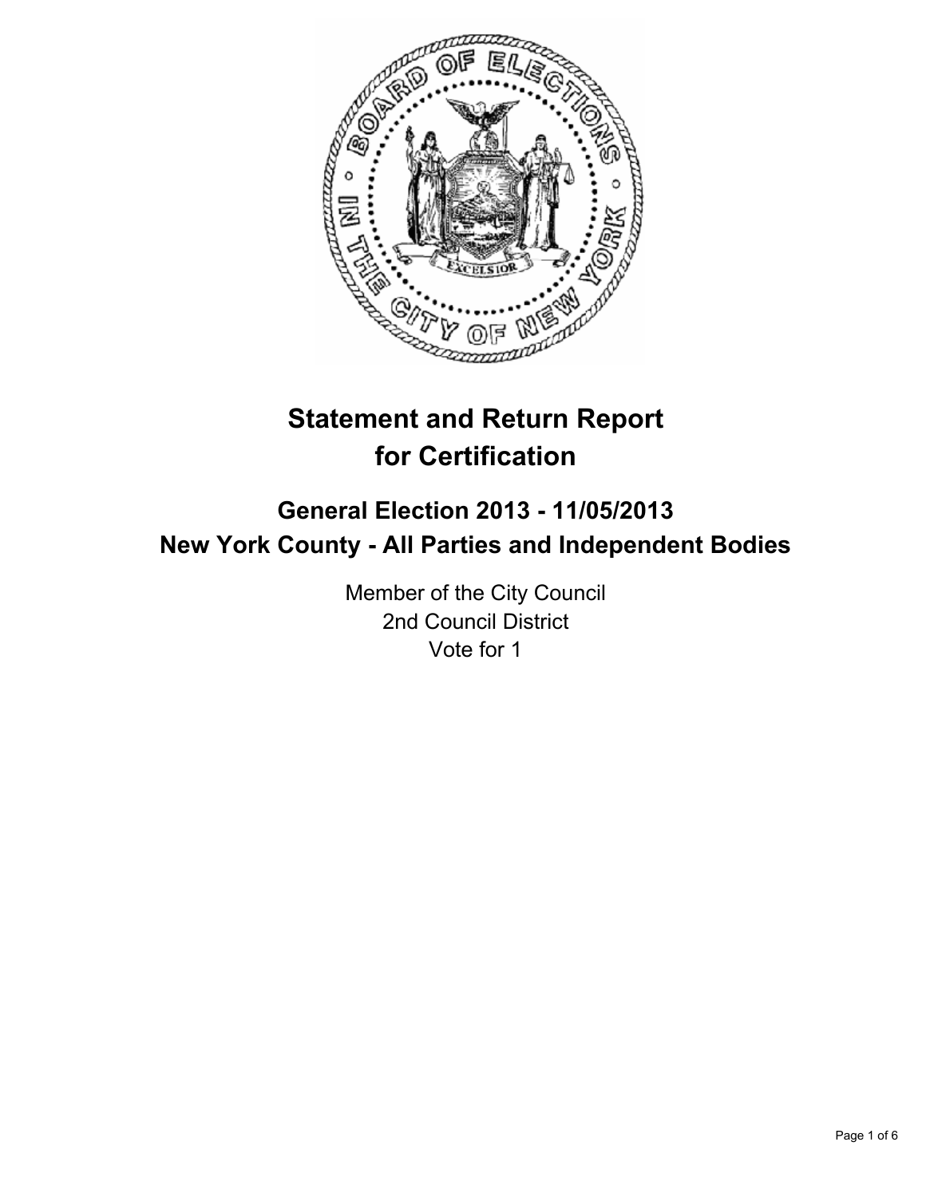# Statement and Return Report for Certification

## General Election 2013 - 11/05/2013
## New York County - All Parties and Independent Bodies

Member of the City Council
2nd Council District
Vote for 1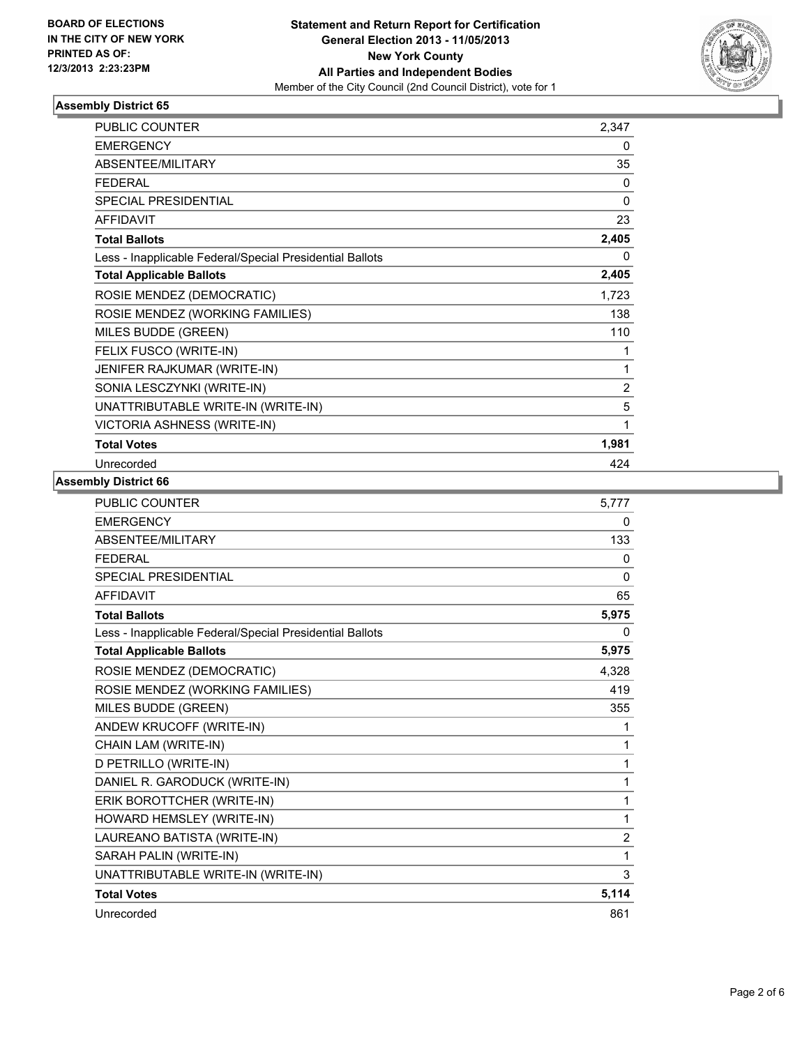BOARD OF ELECTIONS
IN THE CITY OF NEW YORK
PRINTED AS OF:
12/3/2013 2:23:23PM

**Statement and Return Report for Certification**
**General Election 2013 - 11/05/2013**
**New York County**
**All Parties and Independent Bodies**
Member of the City Council (2nd Council District), vote for 1

## Assembly District 65

| | |
|---|---|
| PUBLIC COUNTER | 2,347 |
| EMERGENCY | 0 |
| ABSENTEE/MILITARY | 35 |
| FEDERAL | 0 |
| SPECIAL PRESIDENTIAL | 0 |
| AFFIDAVIT | 23 |
| **Total Ballots** | **2,405** |
| Less - Inapplicable Federal/Special Presidential Ballots | 0 |
| **Total Applicable Ballots** | **2,405** |
| ROSIE MENDEZ (DEMOCRATIC) | 1,723 |
| ROSIE MENDEZ (WORKING FAMILIES) | 138 |
| MILES BUDDE (GREEN) | 110 |
| FELIX FUSCO (WRITE-IN) | 1 |
| JENIFER RAJKUMAR (WRITE-IN) | 1 |
| SONIA LESCZYNKI (WRITE-IN) | 2 |
| UNATTRIBUTABLE WRITE-IN (WRITE-IN) | 5 |
| VICTORIA ASHNESS (WRITE-IN) | 1 |
| **Total Votes** | **1,981** |
| Unrecorded | 424 |

## Assembly District 66

| | |
|---|---|
| PUBLIC COUNTER | 5,777 |
| EMERGENCY | 0 |
| ABSENTEE/MILITARY | 133 |
| FEDERAL | 0 |
| SPECIAL PRESIDENTIAL | 0 |
| AFFIDAVIT | 65 |
| **Total Ballots** | **5,975** |
| Less - Inapplicable Federal/Special Presidential Ballots | 0 |
| **Total Applicable Ballots** | **5,975** |
| ROSIE MENDEZ (DEMOCRATIC) | 4,328 |
| ROSIE MENDEZ (WORKING FAMILIES) | 419 |
| MILES BUDDE (GREEN) | 355 |
| ANDEW KRUCOFF (WRITE-IN) | 1 |
| CHAIN LAM (WRITE-IN) | 1 |
| D PETRILLO (WRITE-IN) | 1 |
| DANIEL R. GARODUCK (WRITE-IN) | 1 |
| ERIK BOROTTCHER (WRITE-IN) | 1 |
| HOWARD HEMSLEY (WRITE-IN) | 1 |
| LAUREANO BATISTA (WRITE-IN) | 2 |
| SARAH PALIN (WRITE-IN) | 1 |
| UNATTRIBUTABLE WRITE-IN (WRITE-IN) | 3 |
| **Total Votes** | **5,114** |
| Unrecorded | 861 |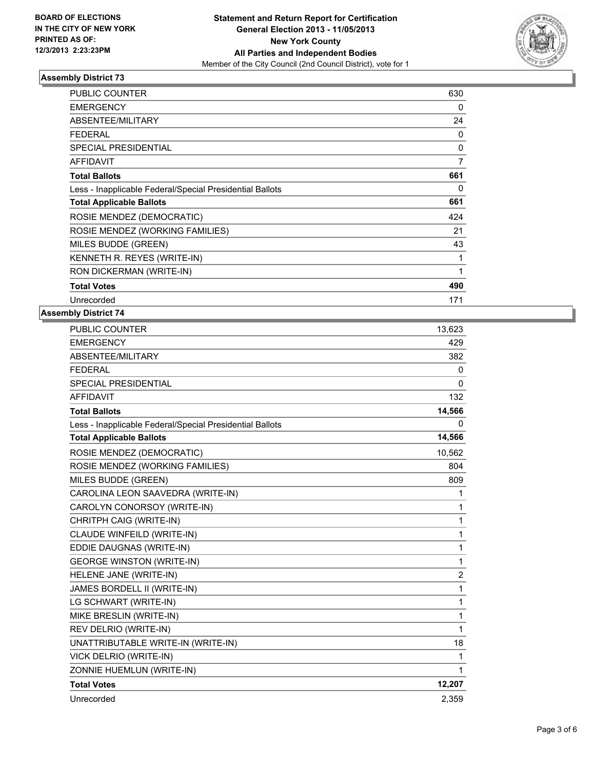**BOARD OF ELECTIONS IN THE CITY OF NEW YORK PRINTED AS OF: 12/3/2013 2:23:23PM**

**Statement and Return Report for Certification General Election 2013 - 11/05/2013 New York County All Parties and Independent Bodies**

Member of the City Council (2nd Council District), vote for 1

### Assembly District 73

| | |
|---|---|
| PUBLIC COUNTER | 630 |
| EMERGENCY | 0 |
| ABSENTEE/MILITARY | 24 |
| FEDERAL | 0 |
| SPECIAL PRESIDENTIAL | 0 |
| AFFIDAVIT | 7 |
| **Total Ballots** | **661** |
| Less - Inapplicable Federal/Special Presidential Ballots | 0 |
| **Total Applicable Ballots** | **661** |
| ROSIE MENDEZ (DEMOCRATIC) | 424 |
| ROSIE MENDEZ (WORKING FAMILIES) | 21 |
| MILES BUDDE (GREEN) | 43 |
| KENNETH R. REYES (WRITE-IN) | 1 |
| RON DICKERMAN (WRITE-IN) | 1 |
| **Total Votes** | **490** |
| Unrecorded | 171 |

### Assembly District 74

| | |
|---|---|
| PUBLIC COUNTER | 13,623 |
| EMERGENCY | 429 |
| ABSENTEE/MILITARY | 382 |
| FEDERAL | 0 |
| SPECIAL PRESIDENTIAL | 0 |
| AFFIDAVIT | 132 |
| **Total Ballots** | **14,566** |
| Less - Inapplicable Federal/Special Presidential Ballots | 0 |
| **Total Applicable Ballots** | **14,566** |
| ROSIE MENDEZ (DEMOCRATIC) | 10,562 |
| ROSIE MENDEZ (WORKING FAMILIES) | 804 |
| MILES BUDDE (GREEN) | 809 |
| CAROLINA LEON SAAVEDRA (WRITE-IN) | 1 |
| CAROLYN CONORSOY (WRITE-IN) | 1 |
| CHRITPH CAIG (WRITE-IN) | 1 |
| CLAUDE WINFEILD (WRITE-IN) | 1 |
| EDDIE DAUGNAS (WRITE-IN) | 1 |
| GEORGE WINSTON (WRITE-IN) | 1 |
| HELENE JANE (WRITE-IN) | 2 |
| JAMES BORDELL II (WRITE-IN) | 1 |
| LG SCHWART (WRITE-IN) | 1 |
| MIKE BRESLIN (WRITE-IN) | 1 |
| REV DELRIO (WRITE-IN) | 1 |
| UNATTRIBUTABLE WRITE-IN (WRITE-IN) | 18 |
| VICK DELRIO (WRITE-IN) | 1 |
| ZONNIE HUEMLUN (WRITE-IN) | 1 |
| **Total Votes** | **12,207** |
| Unrecorded | 2,359 |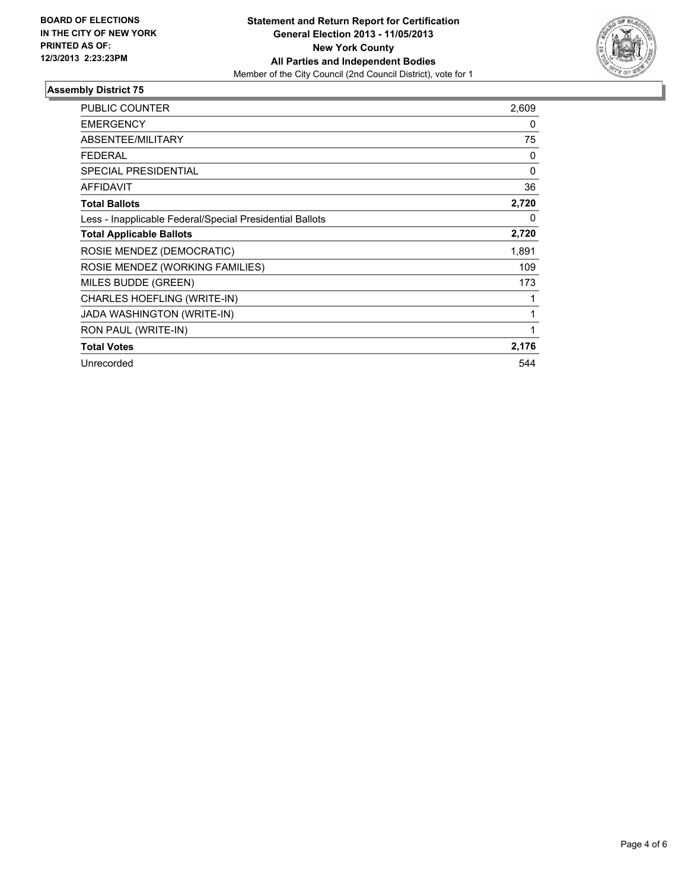**BOARD OF ELECTIONS IN THE CITY OF NEW YORK PRINTED AS OF: 12/3/2013 2:23:23PM**

**Statement and Return Report for Certification**
**General Election 2013 - 11/05/2013**
**New York County**
**All Parties and Independent Bodies**
Member of the City Council (2nd Council District), vote for 1

## Assembly District 75

| | |
|---|---|
| PUBLIC COUNTER | 2,609 |
| EMERGENCY | 0 |
| ABSENTEE/MILITARY | 75 |
| FEDERAL | 0 |
| SPECIAL PRESIDENTIAL | 0 |
| AFFIDAVIT | 36 |
| **Total Ballots** | **2,720** |
| Less - Inapplicable Federal/Special Presidential Ballots | 0 |
| **Total Applicable Ballots** | **2,720** |
| ROSIE MENDEZ (DEMOCRATIC) | 1,891 |
| ROSIE MENDEZ (WORKING FAMILIES) | 109 |
| MILES BUDDE (GREEN) | 173 |
| CHARLES HOEFLING (WRITE-IN) | 1 |
| JADA WASHINGTON (WRITE-IN) | 1 |
| RON PAUL (WRITE-IN) | 1 |
| **Total Votes** | **2,176** |
| Unrecorded | 544 |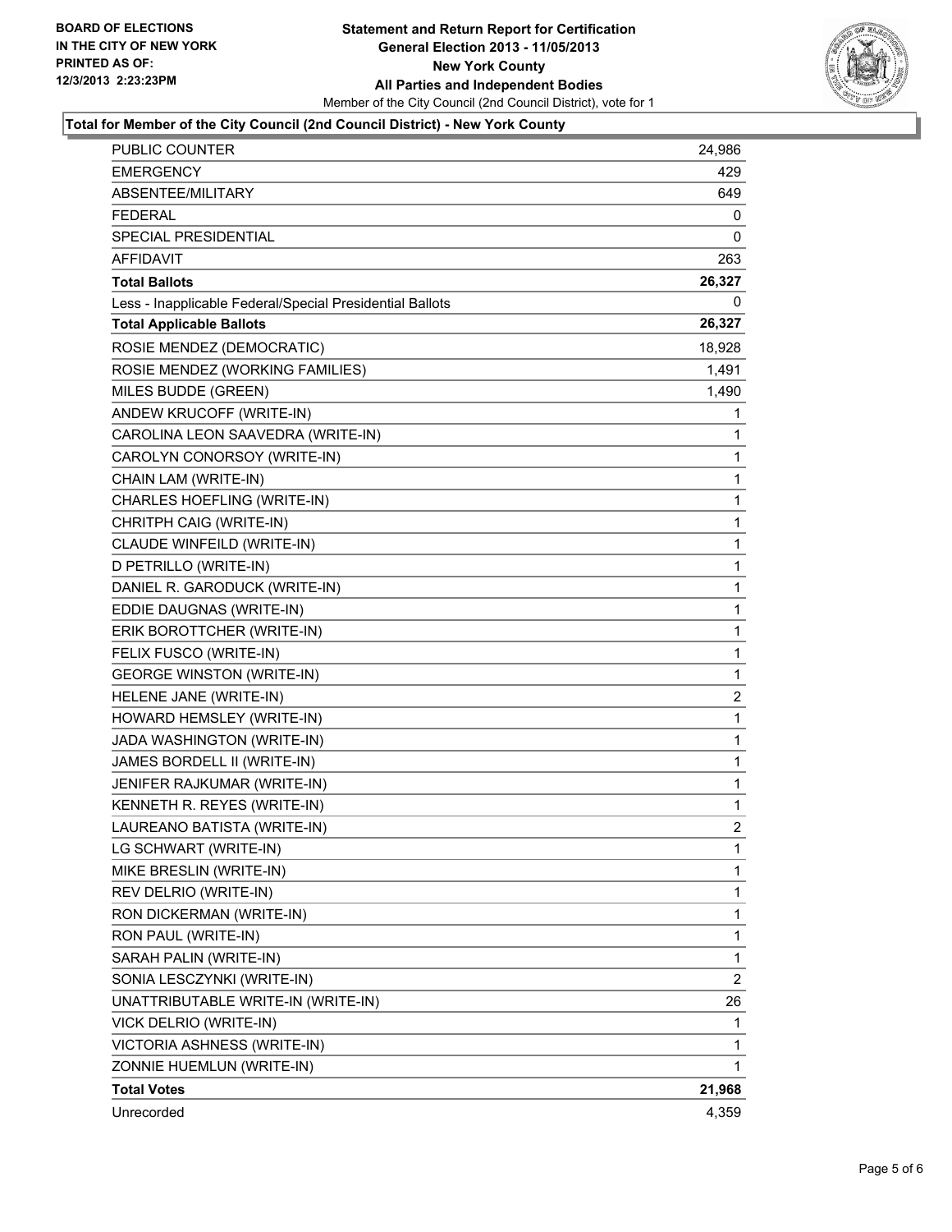**BOARD OF ELECTIONS IN THE CITY OF NEW YORK PRINTED AS OF: 12/3/2013 2:23:23PM**

**Statement and Return Report for Certification General Election 2013 - 11/05/2013 New York County All Parties and Independent Bodies**

Member of the City Council (2nd Council District), vote for 1

**Total for Member of the City Council (2nd Council District) - New York County**

| | |
|---|---|
| PUBLIC COUNTER | 24,986 |
| EMERGENCY | 429 |
| ABSENTEE/MILITARY | 649 |
| FEDERAL | 0 |
| SPECIAL PRESIDENTIAL | 0 |
| AFFIDAVIT | 263 |
| **Total Ballots** | **26,327** |
| Less - Inapplicable Federal/Special Presidential Ballots | 0 |
| **Total Applicable Ballots** | **26,327** |
| ROSIE MENDEZ (DEMOCRATIC) | 18,928 |
| ROSIE MENDEZ (WORKING FAMILIES) | 1,491 |
| MILES BUDDE (GREEN) | 1,490 |
| ANDEW KRUCOFF (WRITE-IN) | 1 |
| CAROLINA LEON SAAVEDRA (WRITE-IN) | 1 |
| CAROLYN CONORSOY (WRITE-IN) | 1 |
| CHAIN LAM (WRITE-IN) | 1 |
| CHARLES HOEFLING (WRITE-IN) | 1 |
| CHRITPH CAIG (WRITE-IN) | 1 |
| CLAUDE WINFEILD (WRITE-IN) | 1 |
| D PETRILLO (WRITE-IN) | 1 |
| DANIEL R. GARODUCK (WRITE-IN) | 1 |
| EDDIE DAUGNAS (WRITE-IN) | 1 |
| ERIK BOROTTCHER (WRITE-IN) | 1 |
| FELIX FUSCO (WRITE-IN) | 1 |
| GEORGE WINSTON (WRITE-IN) | 1 |
| HELENE JANE (WRITE-IN) | 2 |
| HOWARD HEMSLEY (WRITE-IN) | 1 |
| JADA WASHINGTON (WRITE-IN) | 1 |
| JAMES BORDELL II (WRITE-IN) | 1 |
| JENIFER RAJKUMAR (WRITE-IN) | 1 |
| KENNETH R. REYES (WRITE-IN) | 1 |
| LAUREANO BATISTA (WRITE-IN) | 2 |
| LG SCHWART (WRITE-IN) | 1 |
| MIKE BRESLIN (WRITE-IN) | 1 |
| REV DELRIO (WRITE-IN) | 1 |
| RON DICKERMAN (WRITE-IN) | 1 |
| RON PAUL (WRITE-IN) | 1 |
| SARAH PALIN (WRITE-IN) | 1 |
| SONIA LESCZYNKI (WRITE-IN) | 2 |
| UNATTRIBUTABLE WRITE-IN (WRITE-IN) | 26 |
| VICK DELRIO (WRITE-IN) | 1 |
| VICTORIA ASHNESS (WRITE-IN) | 1 |
| ZONNIE HUEMLUN (WRITE-IN) | 1 |
| **Total Votes** | **21,968** |
| Unrecorded | 4,359 |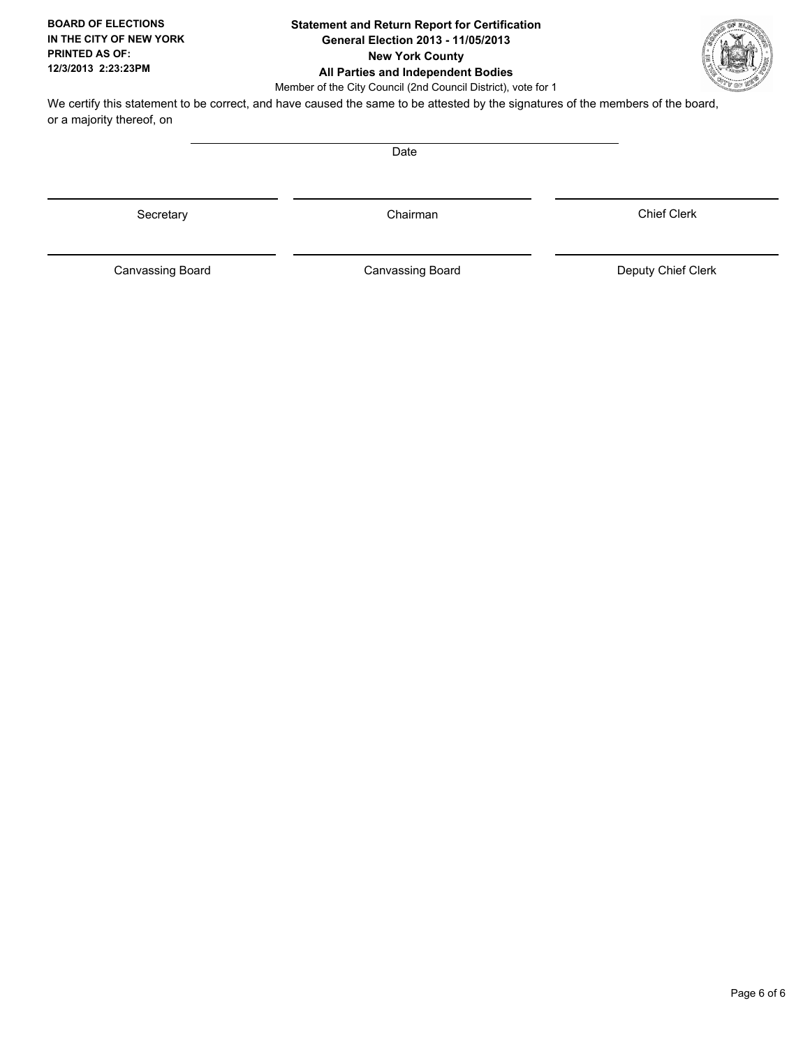**BOARD OF ELECTIONS**
**IN THE CITY OF NEW YORK**
**PRINTED AS OF:**
**12/3/2013 2:23:23PM**

**Statement and Return Report for Certification**
**General Election 2013 - 11/05/2013**
**New York County**
**All Parties and Independent Bodies**
Member of the City Council (2nd Council District), vote for 1

We certify this statement to be correct, and have caused the same to be attested by the signatures of the members of the board, or a majority thereof, on

______________________________
Date

| | | |
|---|---|---|
| Secretary | Chairman | Chief Clerk |
| Canvassing Board | Canvassing Board | Deputy Chief Clerk |